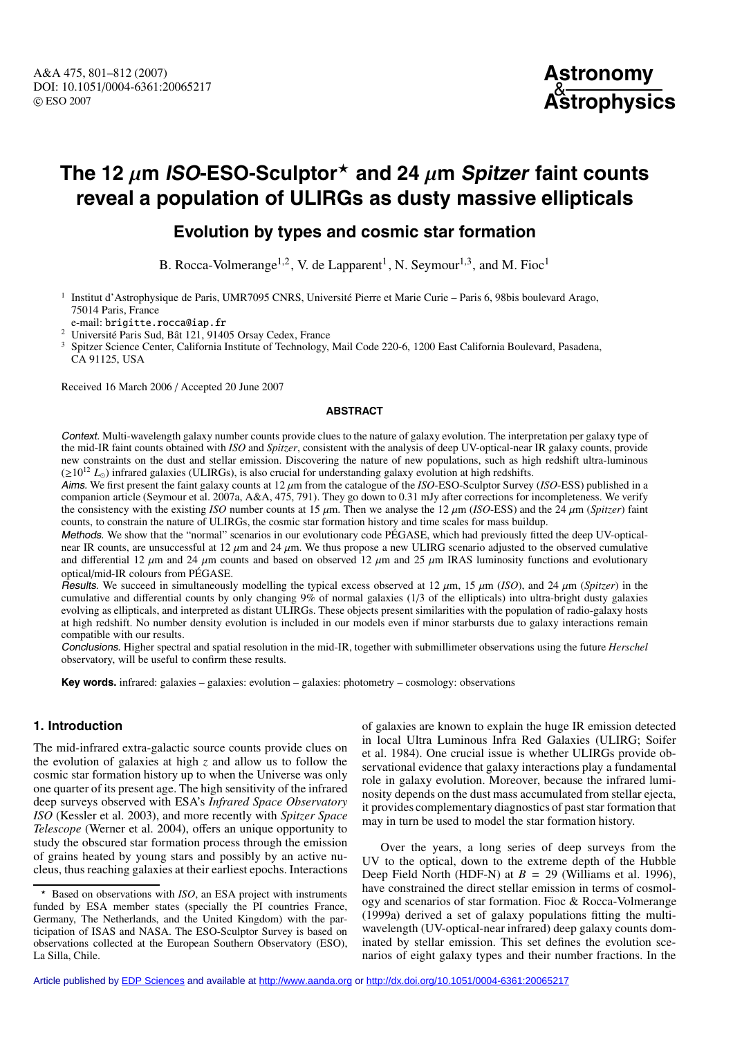# The 12 $\mu$m *ISO*-ESO-Sculptor⋆ and 24 $\mu$m *Spitzer* faint counts reveal a population of ULIRGs as dusty massive ellipticals

## Evolution by types and cosmic star formation

B. Rocca-Volmerange[1,2], V. de Lapparent[1], N. Seymour[1,3], and M. Fioc[1]

[1] Institut d'Astrophysique de Paris, UMR7095 CNRS, Université Pierre et Marie Curie – Paris 6, 98bis boulevard Arago, 75014 Paris, France
e-mail: brigitte.rocca@iap.fr

[2] Université Paris Sud, Bât 121, 91405 Orsay Cedex, France

[3] Spitzer Science Center, California Institute of Technology, Mail Code 220-6, 1200 East California Boulevard, Pasadena, CA 91125, USA

Received 16 March 2006 / Accepted 20 June 2007

### ABSTRACT

*Context.* Multi-wavelength galaxy number counts provide clues to the nature of galaxy evolution. The interpretation per galaxy type of the mid-IR faint counts obtained with *ISO* and *Spitzer*, consistent with the analysis of deep UV-optical-near IR galaxy counts, provide new constraints on the dust and stellar emission. Discovering the nature of new populations, such as high redshift ultra-luminous ($\geq 10^{12}$ $L_{\odot}$) infrared galaxies (ULIRGs), is also crucial for understanding galaxy evolution at high redshifts.

*Aims.* We first present the faint galaxy counts at 12 $\mu$m from the catalogue of the *ISO*-ESO-Sculptor Survey (*ISO*-ESS) published in a companion article (Seymour et al. 2007a, A&A, 475, 791). They go down to 0.31 mJy after corrections for incompleteness. We verify the consistency with the existing *ISO* number counts at 15 $\mu$m. Then we analyse the 12 $\mu$m (*ISO*-ESS) and the 24 $\mu$m (*Spitzer*) faint counts, to constrain the nature of ULIRGs, the cosmic star formation history and time scales for mass buildup.

*Methods.* We show that the "normal" scenarios in our evolutionary code PÉGASE, which had previously fitted the deep UV-optical-near IR counts, are unsuccessful at 12 $\mu$m and 24 $\mu$m. We thus propose a new ULIRG scenario adjusted to the observed cumulative and differential 12 $\mu$m and 24 $\mu$m counts and based on observed 12 $\mu$m and 25 $\mu$m IRAS luminosity functions and evolutionary optical/mid-IR colours from PÉGASE.

*Results.* We succeed in simultaneously modelling the typical excess observed at 12 $\mu$m, 15 $\mu$m (*ISO*), and 24 $\mu$m (*Spitzer*) in the cumulative and differential counts by only changing 9% of normal galaxies (1/3 of the ellipticals) into ultra-bright dusty galaxies evolving as ellipticals, and interpreted as distant ULIRGs. These objects present similarities with the population of radio-galaxy hosts at high redshift. No number density evolution is included in our models even if minor starbursts due to galaxy interactions remain compatible with our results.

*Conclusions.* Higher spectral and spatial resolution in the mid-IR, together with submillimeter observations using the future *Herschel* observatory, will be useful to confirm these results.

**Key words.** infrared: galaxies – galaxies: evolution – galaxies: photometry – cosmology: observations

## 1. Introduction

The mid-infrared extra-galactic source counts provide clues on the evolution of galaxies at high $z$ and allow us to follow the cosmic star formation history up to when the Universe was only one quarter of its present age. The high sensitivity of the infrared deep surveys observed with ESA's *Infrared Space Observatory ISO* (Kessler et al. 2003), and more recently with *Spitzer Space Telescope* (Werner et al. 2004), offers an unique opportunity to study the obscured star formation process through the emission of grains heated by young stars and possibly by an active nucleus, thus reaching galaxies at their earliest epochs. Interactions of galaxies are known to explain the huge IR emission detected in local Ultra Luminous Infra Red Galaxies (ULIRG; Soifer et al. 1984). One crucial issue is whether ULIRGs provide observational evidence that galaxy interactions play a fundamental role in galaxy evolution. Moreover, because the infrared luminosity depends on the dust mass accumulated from stellar ejecta, it provides complementary diagnostics of past star formation that may in turn be used to model the star formation history.

Over the years, a long series of deep surveys from the UV to the optical, down to the extreme depth of the Hubble Deep Field North (HDF-N) at $B = 29$ (Williams et al. 1996), have constrained the direct stellar emission in terms of cosmology and scenarios of star formation. Fioc & Rocca-Volmerange (1999a) derived a set of galaxy populations fitting the multi-wavelength (UV-optical-near infrared) deep galaxy counts dominated by stellar emission. This set defines the evolution scenarios of eight galaxy types and their number fractions. In the

⋆ Based on observations with *ISO*, an ESA project with instruments funded by ESA member states (specially the PI countries France, Germany, The Netherlands, and the United Kingdom) with the participation of ISAS and NASA. The ESO-Sculptor Survey is based on observations collected at the European Southern Observatory (ESO), La Silla, Chile.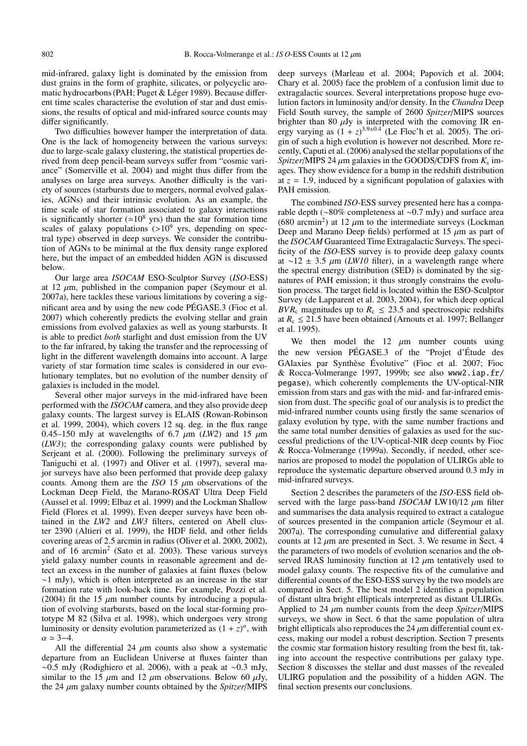mid-infrared, galaxy light is dominated by the emission from dust grains in the form of graphite, silicates, or polycyclic aromatic hydrocarbons (PAH; Puget & Léger 1989). Because different time scales characterise the evolution of star and dust emissions, the results of optical and mid-infrared source counts may differ significantly.

Two difficulties however hamper the interpretation of data. One is the lack of homogeneity between the various surveys: due to large-scale galaxy clustering, the statistical properties derived from deep pencil-beam surveys suffer from "cosmic variance" (Somerville et al. 2004) and might thus differ from the analyses on large area surveys. Another difficulty is the variety of sources (starbursts due to mergers, normal evolved galaxies, AGNs) and their intrinsic evolution. As an example, the time scale of star formation associated to galaxy interactions is significantly shorter ($\simeq 10^8$ yrs) than the star formation time scales of galaxy populations ($>10^9$ yrs, depending on spectral type) observed in deep surveys. We consider the contribution of AGNs to be minimal at the flux density range explored here, but the impact of an embedded hidden AGN is discussed below.

Our large area *ISOCAM* ESO-Sculptor Survey (*ISO*-ESS) at 12 $\mu$m, published in the companion paper (Seymour et al. 2007a), here tackles these various limitations by covering a significant area and by using the new code PÉGASE.3 (Fioc et al. 2007) which coherently predicts the evolving stellar and grain emissions from evolved galaxies as well as young starbursts. It is able to predict *both* starlight and dust emission from the UV to the far infrared, by taking the transfer and the reprocessing of light in the different wavelength domains into account. A large variety of star formation time scales is considered in our evolutionary templates, but no evolution of the number density of galaxies is included in the model.

Several other major surveys in the mid-infrared have been performed with the *ISOCAM* camera, and they also provide deep galaxy counts. The largest survey is ELAIS (Rowan-Robinson et al. 1999, 2004), which covers 12 sq. deg. in the flux range 0.45–150 mJy at wavelengths of 6.7 $\mu$m (*LW2*) and 15 $\mu$m (*LW3*); the corresponding galaxy counts were published by Serjeant et al. (2000). Following the preliminary surveys of Taniguchi et al. (1997) and Oliver et al. (1997), several major surveys have also been performed that provide deep galaxy counts. Among them are the *ISO* 15 $\mu$m observations of the Lockman Deep Field, the Marano-ROSAT Ultra Deep Field (Aussel et al. 1999; Elbaz et al. 1999) and the Lockman Shallow Field (Flores et al. 1999). Even deeper surveys have been obtained in the *LW2* and *LW3* filters, centered on Abell cluster 2390 (Altieri et al. 1999), the HDF field, and other fields covering areas of 2.5 arcmin in radius (Oliver et al. 2000, 2002), and of 16 arcmin$^2$ (Sato et al. 2003). These various surveys yield galaxy number counts in reasonable agreement and detect an excess in the number of galaxies at faint fluxes (below $\sim$1 mJy), which is often interpreted as an increase in the star formation rate with look-back time. For example, Pozzi et al. (2004) fit the 15 $\mu$m number counts by introducing a population of evolving starbursts, based on the local star-forming prototype M 82 (Silva et al. 1998), which undergoes very strong luminosity or density evolution parameterized as $(1+z)^\alpha$, with $\alpha \simeq 3-4$.

All the differential 24 $\mu$m counts also show a systematic departure from an Euclidean Universe at fluxes fainter than $\sim$0.5 mJy (Rodighiero et al. 2006), with a peak at $\sim$0.3 mJy, similar to the 15 $\mu$m and 12 $\mu$m observations. Below 60 $\mu$Jy, the 24 $\mu$m galaxy number counts obtained by the *Spitzer*/MIPS deep surveys (Marleau et al. 2004; Papovich et al. 2004; Chary et al. 2005) face the problem of a confusion limit due to extragalactic sources. Several interpretations propose huge evolution factors in luminosity and/or density. In the *Chandra* Deep Field South survey, the sample of 2600 *Spitzer*/MIPS sources brighter than 80 $\mu$Jy is interpreted with the comoving IR energy varying as $(1+z)^{3.9\pm0.4}$ (Le Floc'h et al. 2005). The origin of such a high evolution is however not described. More recently, Caputi et al. (2006) analysed the stellar populations of the *Spitzer*/MIPS 24 $\mu$m galaxies in the GOODS/CDFS from $K_s$ images. They show evidence for a bump in the redshift distribution at $z = 1.9$, induced by a significant population of galaxies with PAH emission.

The combined *ISO*-ESS survey presented here has a comparable depth ($\sim$80% completeness at $\sim$0.7 mJy) and surface area (680 arcmin$^2$) at 12 $\mu$m to the intermediate surveys (Lockman Deep and Marano Deep fields) performed at 15 $\mu$m as part of the *ISOCAM* Guaranteed Time Extragalactic Surveys. The specificity of the *ISO*-ESS survey is to provide deep galaxy counts at $\sim 12 \pm 3.5$ $\mu$m (*LW10* filter), in a wavelength range where the spectral energy distribution (SED) is dominated by the signatures of PAH emission; it thus strongly constrains the evolution process. The target field is located within the ESO-Sculptor Survey (de Lapparent et al. 2003, 2004), for which deep optical $BVR_c$ magnitudes up to $R_c \le 23.5$ and spectroscopic redshifts at $R_c \le 21.5$ have been obtained (Arnouts et al. 1997; Bellanger et al. 1995).

We then model the 12 $\mu$m number counts using the new version PÉGASE.3 of the "Projet d'Étude des GAlaxies par Synthèse Évolutive" (Fioc et al. 2007; Fioc & Rocca-Volmerange 1997, 1999b; see also `www2.iap.fr/pegase`), which coherently complements the UV-optical-NIR emission from stars and gas with the mid- and far-infrared emission from dust. The specific goal of our analysis is to predict the mid-infrared number counts using firstly the same scenarios of galaxy evolution by type, with the same number fractions and the same total number densities of galaxies as used for the successful predictions of the UV-optical-NIR deep counts by Fioc & Rocca-Volmerange (1999a). Secondly, if needed, other scenarios are proposed to model the population of ULIRGs able to reproduce the systematic departure observed around 0.3 mJy in mid-infrared surveys.

Section 2 describes the parameters of the *ISO*-ESS field observed with the large pass-band *ISOCAM* LW10/12 $\mu$m filter and summarises the data analysis required to extract a catalogue of sources presented in the companion article (Seymour et al. 2007a). The corresponding cumulative and differential galaxy counts at 12 $\mu$m are presented in Sect. 3. We resume in Sect. 4 the parameters of two models of evolution scenarios and the observed IRAS luminosity function at 12 $\mu$m tentatively used to model galaxy counts. The respective fits of the cumulative and differential counts of the ESO-ESS survey by the two models are compared in Sect. 5. The best model 2 identifies a population of distant ultra bright ellipticals interpreted as distant ULIRGs. Applied to 24 $\mu$m number counts from the deep *Spitzer*/MIPS surveys, we show in Sect. 6 that the same population of ultra bright ellipticals also reproduces the 24 $\mu$m differential count excess, making our model a robust description. Section 7 presents the cosmic star formation history resulting from the best fit, taking into account the respective contributions per galaxy type. Section 8 discusses the stellar and dust masses of the revealed ULIRG population and the possibility of a hidden AGN. The final section presents our conclusions.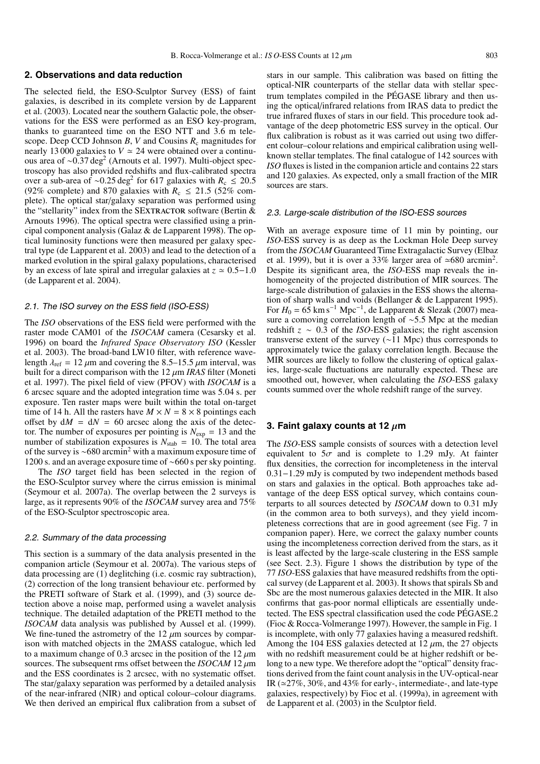## 2. Observations and data reduction

The selected field, the ESO-Sculptor Survey (ESS) of faint galaxies, is described in its complete version by de Lapparent et al. (2003). Located near the southern Galactic pole, the observations for the ESS were performed as an ESO key-program, thanks to guaranteed time on the ESO NTT and 3.6 m telescope. Deep CCD Johnson $B$, $V$ and Cousins $R_c$ magnitudes for nearly 13 000 galaxies to $V \simeq 24$ were obtained over a continuous area of $\sim$0.37 deg$^2$ (Arnouts et al. 1997). Multi-object spectroscopy has also provided redshifts and flux-calibrated spectra over a sub-area of $\sim$0.25 deg$^2$ for 617 galaxies with $R_c \leq 20.5$ (92% complete) and 870 galaxies with $R_c \leq 21.5$ (52% complete). The optical star/galaxy separation was performed using the "stellarity" index from the SExtractor software (Bertin & Arnouts 1996). The optical spectra were classified using a principal component analysis (Galaz & de Lapparent 1998). The optical luminosity functions were then measured per galaxy spectral type (de Lapparent et al. 2003) and lead to the detection of a marked evolution in the spiral galaxy populations, characterised by an excess of late spiral and irregular galaxies at $z \simeq 0.5-1.0$ (de Lapparent et al. 2004).

### 2.1. The ISO survey on the ESS field (ISO-ESS)

The *ISO* observations of the ESS field were performed with the raster mode CAM01 of the *ISOCAM* camera (Cesarsky et al. 1996) on board the *Infrared Space Observatory ISO* (Kessler et al. 2003). The broad-band LW10 filter, with reference wavelength $\lambda_{\rm ref} = 12\ \mu$m and covering the 8.5–15.5 $\mu$m interval, was built for a direct comparison with the 12 $\mu$m *IRAS* filter (Moneti et al. 1997). The pixel field of view (PFOV) with *ISOCAM* is a 6 arcsec square and the adopted integration time was 5.04 s. per exposure. Ten raster maps were built within the total on-target time of 14 h. All the rasters have $M \times N = 8 \times 8$ pointings each offset by $dM = dN = 60$ arcsec along the axis of the detector. The number of exposures per pointing is $N_{\rm exp} = 13$ and the number of stabilization exposures is $N_{\rm stab} = 10$. The total area of the survey is $\sim$680 arcmin$^2$ with a maximum exposure time of 1200 s. and an average exposure time of $\sim$660 s per sky pointing.

The *ISO* target field has been selected in the region of the ESO-Sculptor survey where the cirrus emission is minimal (Seymour et al. 2007a). The overlap between the 2 surveys is large, as it represents 90% of the *ISOCAM* survey area and 75% of the ESO-Sculptor spectroscopic area.

### 2.2. Summary of the data processing

This section is a summary of the data analysis presented in the companion article (Seymour et al. 2007a). The various steps of data processing are (1) deglitching (i.e. cosmic ray subtraction), (2) correction of the long transient behaviour etc. performed by the PRETI software of Stark et al. (1999), and (3) source detection above a noise map, performed using a wavelet analysis technique. The detailed adaptation of the PRETI method to the *ISOCAM* data analysis was published by Aussel et al. (1999). We fine-tuned the astrometry of the 12 $\mu$m sources by comparison with matched objects in the 2MASS catalogue, which led to a maximum change of 0.3 arcsec in the position of the 12 $\mu$m sources. The subsequent rms offset between the *ISOCAM* 12 $\mu$m and the ESS coordinates is 2 arcsec, with no systematic offset. The star/galaxy separation was performed by a detailed analysis of the near-infrared (NIR) and optical colour–colour diagrams. We then derived an empirical flux calibration from a subset of stars in our sample. This calibration was based on fitting the optical-NIR counterparts of the stellar data with stellar spectrum templates compiled in the PÉGASE library and then using the optical/infrared relations from IRAS data to predict the true infrared fluxes of stars in our field. This procedure took advantage of the deep photometric ESS survey in the optical. Our flux calibration is robust as it was carried out using two different colour-colour relations and empirical calibration using well-known stellar templates. The final catalogue of 142 sources with *ISO* fluxes is listed in the companion article and contains 22 stars and 120 galaxies. As expected, only a small fraction of the MIR sources are stars.

### 2.3. Large-scale distribution of the ISO-ESS sources

With an average exposure time of 11 min by pointing, our *ISO*-ESS survey is as deep as the Lockman Hole Deep survey from the *ISOCAM* Guaranteed Time Extragalactic Survey (Elbaz et al. 1999), but it is over a 33% larger area of $\simeq$680 arcmin$^2$. Despite its significant area, the *ISO*-ESS map reveals the inhomogeneity of the projected distribution of MIR sources. The large-scale distribution of galaxies in the ESS shows the alternation of sharp walls and voids (Bellanger & de Lapparent 1995). For $H_0 = 65$ km s$^{-1}$ Mpc$^{-1}$, de Lapparent & Slezak (2007) measure a comoving correlation length of $\sim$5.5 Mpc at the median redshift $z \sim 0.3$ of the *ISO*-ESS galaxies; the right ascension transverse extent of the survey ($\sim$11 Mpc) thus corresponds to approximately twice the galaxy correlation length. Because the MIR sources are likely to follow the clustering of optical galaxies, large-scale fluctuations are naturally expected. These are smoothed out, however, when calculating the *ISO*-ESS galaxy counts summed over the whole redshift range of the survey.

## 3. Faint galaxy counts at 12 $\mu$m

The *ISO*-ESS sample consists of sources with a detection level equivalent to $5\sigma$ and is complete to 1.29 mJy. At fainter flux densities, the correction for incompleteness in the interval 0.31−1.29 mJy is computed by two independent methods based on stars and galaxies in the optical. Both approaches take advantage of the deep ESS optical survey, which contains counterparts to all sources detected by *ISOCAM* down to 0.31 mJy (in the common area to both surveys), and they yield incompleteness corrections that are in good agreement (see Fig. 7 in companion paper). Here, we correct the galaxy number counts using the incompleteness correction derived from the stars, as it is least affected by the large-scale clustering in the ESS sample (see Sect. 2.3). Figure 1 shows the distribution by type of the 77 *ISO*-ESS galaxies that have measured redshifts from the optical survey (de Lapparent et al. 2003). It shows that spirals Sb and Sbc are the most numerous galaxies detected in the MIR. It also confirms that gas-poor normal ellipticals are essentially undetected. The ESS spectral classification used the code PÉGASE.2 (Fioc & Rocca-Volmerange 1997). However, the sample in Fig. 1 is incomplete, with only 77 galaxies having a measured redshift. Among the 104 ESS galaxies detected at 12 $\mu$m, the 27 objects with no redshift measurement could be at higher redshift or belong to a new type. We therefore adopt the "optical" density fractions derived from the faint count analysis in the UV-optical-near IR ($\simeq$27%, 30%, and 43% for early-, intermediate-, and late-type galaxies, respectively) by Fioc et al. (1999a), in agreement with de Lapparent et al. (2003) in the Sculptor field.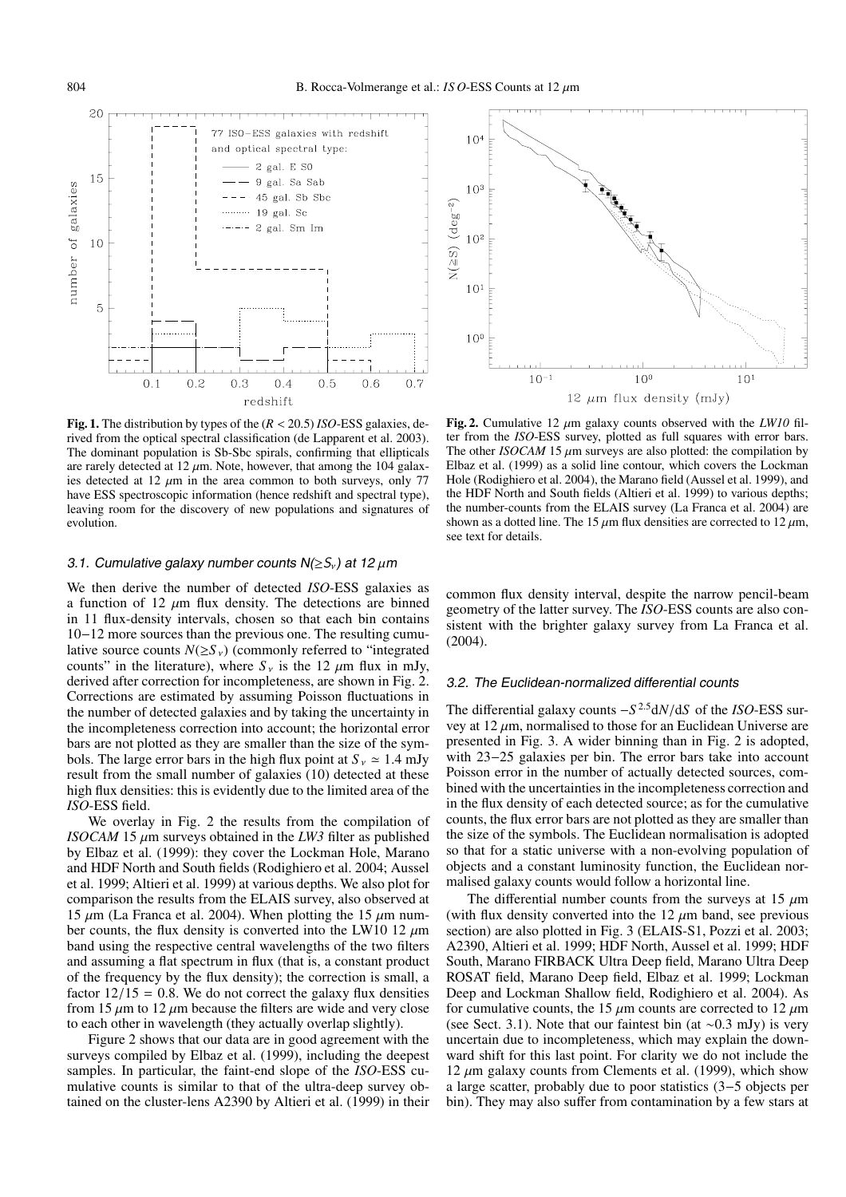**Fig. 1.** The distribution by types of the ($R < 20.5$) *ISO*-ESS galaxies, derived from the optical spectral classification (de Lapparent et al. 2003). The dominant population is Sb-Sbc spirals, confirming that ellipticals are rarely detected at 12 $\mu$m. Note, however, that among the 104 galaxies detected at 12 $\mu$m in the area common to both surveys, only 77 have ESS spectroscopic information (hence redshift and spectral type), leaving room for the discovery of new populations and signatures of evolution.

**Fig. 2.** Cumulative 12 $\mu$m galaxy counts observed with the *LW10* filter from the *ISO*-ESS survey, plotted as full squares with error bars. The other *ISOCAM* 15 $\mu$m surveys are also plotted: the compilation by Elbaz et al. (1999) as a solid line contour, which covers the Lockman Hole (Rodighiero et al. 2004), the Marano field (Aussel et al. 1999), and the HDF North and South fields (Altieri et al. 1999) to various depths; the number-counts from the ELAIS survey (La Franca et al. 2004) are shown as a dotted line. The 15 $\mu$m flux densities are corrected to 12 $\mu$m, see text for details.

### 3.1. Cumulative galaxy number counts $N(\geq S_\nu)$ at 12 $\mu$m

We then derive the number of detected *ISO*-ESS galaxies as a function of 12 $\mu$m flux density. The detections are binned in 11 flux-density intervals, chosen so that each bin contains 10−12 more sources than the previous one. The resulting cumulative source counts $N(\geq S_\nu)$ (commonly referred to "integrated counts" in the literature), where $S_\nu$ is the 12 $\mu$m flux in mJy, derived after correction for incompleteness, are shown in Fig. 2. Corrections are estimated by assuming Poisson fluctuations in the number of detected galaxies and by taking the uncertainty in the incompleteness correction into account; the horizontal error bars are not plotted as they are smaller than the size of the symbols. The large error bars in the high flux point at $S_\nu \simeq 1.4$ mJy result from the small number of galaxies (10) detected at these high flux densities: this is evidently due to the limited area of the *ISO*-ESS field.

We overlay in Fig. 2 the results from the compilation of *ISOCAM* 15 $\mu$m surveys obtained in the *LW3* filter as published by Elbaz et al. (1999): they cover the Lockman Hole, Marano and HDF North and South fields (Rodighiero et al. 2004; Aussel et al. 1999; Altieri et al. 1999) at various depths. We also plot for comparison the results from the ELAIS survey, also observed at 15 $\mu$m (La Franca et al. 2004). When plotting the 15 $\mu$m number counts, the flux density is converted into the LW10 12 $\mu$m band using the respective central wavelengths of the two filters and assuming a flat spectrum in flux (that is, a constant product of the frequency by the flux density); the correction is small, a factor $12/15 = 0.8$. We do not correct the galaxy flux densities from 15 $\mu$m to 12 $\mu$m because the filters are wide and very close to each other in wavelength (they actually overlap slightly).

Figure 2 shows that our data are in good agreement with the surveys compiled by Elbaz et al. (1999), including the deepest samples. In particular, the faint-end slope of the *ISO*-ESS cumulative counts is similar to that of the ultra-deep survey obtained on the cluster-lens A2390 by Altieri et al. (1999) in their common flux density interval, despite the narrow pencil-beam geometry of the latter survey. The *ISO*-ESS counts are also consistent with the brighter galaxy survey from La Franca et al. (2004).

### 3.2. The Euclidean-normalized differential counts

The differential galaxy counts $-S^{2.5}\mathrm{d}N/\mathrm{d}S$ of the *ISO*-ESS survey at 12 $\mu$m, normalised to those for an Euclidean Universe are presented in Fig. 3. A wider binning than in Fig. 2 is adopted, with 23−25 galaxies per bin. The error bars take into account Poisson error in the number of actually detected sources, combined with the uncertainties in the incompleteness correction and in the flux density of each detected source; as for the cumulative counts, the flux error bars are not plotted as they are smaller than the size of the symbols. The Euclidean normalisation is adopted so that for a static universe with a non-evolving population of objects and a constant luminosity function, the Euclidean normalised galaxy counts would follow a horizontal line.

The differential number counts from the surveys at 15 $\mu$m (with flux density converted into the 12 $\mu$m band, see previous section) are also plotted in Fig. 3 (ELAIS-S1, Pozzi et al. 2003; A2390, Altieri et al. 1999; HDF North, Aussel et al. 1999; HDF South, Marano FIRBACK Ultra Deep field, Marano Ultra Deep ROSAT field, Marano Deep field, Elbaz et al. 1999; Lockman Deep and Lockman Shallow field, Rodighiero et al. 2004). As for cumulative counts, the 15 $\mu$m counts are corrected to 12 $\mu$m (see Sect. 3.1). Note that our faintest bin (at ∼0.3 mJy) is very uncertain due to incompleteness, which may explain the downward shift for this last point. For clarity we do not include the 12 $\mu$m galaxy counts from Clements et al. (1999), which show a large scatter, probably due to poor statistics (3−5 objects per bin). They may also suffer from contamination by a few stars at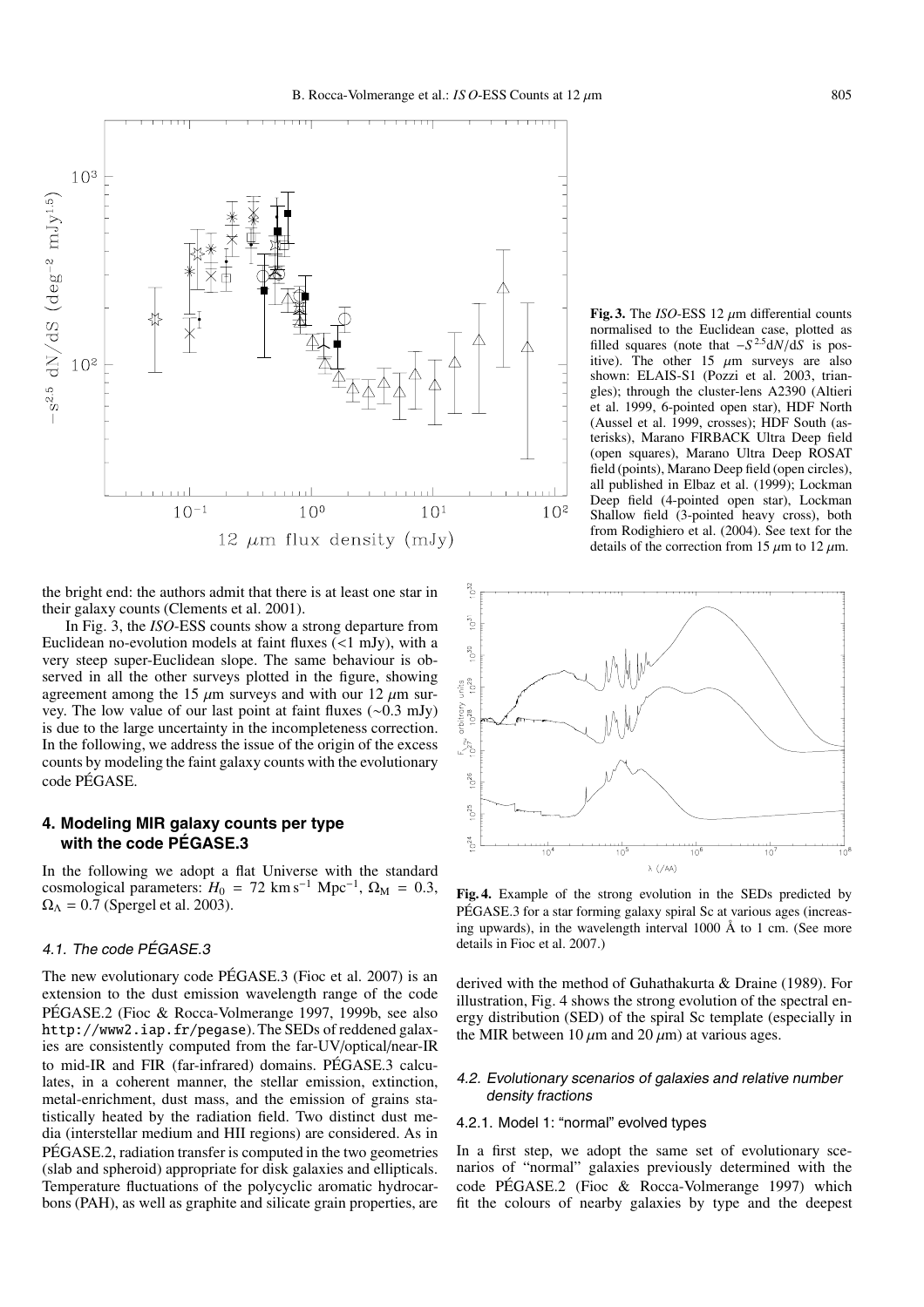**Fig. 3.** The *ISO*-ESS 12 $\mu$m differential counts normalised to the Euclidean case, plotted as filled squares (note that $-S^{2.5}dN/dS$ is positive). The other 15 $\mu$m surveys are also shown: ELAIS-S1 (Pozzi et al. 2003, triangles); through the cluster-lens A2390 (Altieri et al. 1999, 6-pointed open star), HDF North (Aussel et al. 1999, crosses); HDF South (asterisks), Marano FIRBACK Ultra Deep field (open squares), Marano Ultra Deep ROSAT field (points), Marano Deep field (open circles), all published in Elbaz et al. (1999); Lockman Deep field (4-pointed open star), Lockman Shallow field (3-pointed heavy cross), both from Rodighiero et al. (2004). See text for the details of the correction from 15 $\mu$m to 12 $\mu$m.

the bright end: the authors admit that there is at least one star in their galaxy counts (Clements et al. 2001).

In Fig. 3, the *ISO*-ESS counts show a strong departure from Euclidean no-evolution models at faint fluxes (<1 mJy), with a very steep super-Euclidean slope. The same behaviour is observed in all the other surveys plotted in the figure, showing agreement among the 15 $\mu$m surveys and with our 12 $\mu$m survey. The low value of our last point at faint fluxes (~0.3 mJy) is due to the large uncertainty in the incompleteness correction. In the following, we address the issue of the origin of the excess counts by modeling the faint galaxy counts with the evolutionary code PÉGASE.

## 4. Modeling MIR galaxy counts per type with the code PÉGASE.3

In the following we adopt a flat Universe with the standard cosmological parameters: $H_0 = 72$ km s$^{-1}$ Mpc$^{-1}$, $\Omega_M = 0.3$, $\Omega_\Lambda = 0.7$ (Spergel et al. 2003).

### 4.1. The code PÉGASE.3

The new evolutionary code PÉGASE.3 (Fioc et al. 2007) is an extension to the dust emission wavelength range of the code PÉGASE.2 (Fioc & Rocca-Volmerange 1997, 1999b, see also http://www2.iap.fr/pegase). The SEDs of reddened galaxies are consistently computed from the far-UV/optical/near-IR to mid-IR and FIR (far-infrared) domains. PÉGASE.3 calculates, in a coherent manner, the stellar emission, extinction, metal-enrichment, dust mass, and the emission of grains statistically heated by the radiation field. Two distinct dust media (interstellar medium and HII regions) are considered. As in PÉGASE.2, radiation transfer is computed in the two geometries (slab and spheroid) appropriate for disk galaxies and ellipticals. Temperature fluctuations of the polycyclic aromatic hydrocarbons (PAH), as well as graphite and silicate grain properties, are derived with the method of Guhathakurta & Draine (1989). For illustration, Fig. 4 shows the strong evolution of the spectral energy distribution (SED) of the spiral Sc template (especially in the MIR between 10 $\mu$m and 20 $\mu$m) at various ages.

**Fig. 4.** Example of the strong evolution in the SEDs predicted by PÉGASE.3 for a star forming galaxy spiral Sc at various ages (increasing upwards), in the wavelength interval 1000 Å to 1 cm. (See more details in Fioc et al. 2007.)

### 4.2. Evolutionary scenarios of galaxies and relative number density fractions

#### 4.2.1. Model 1: "normal" evolved types

In a first step, we adopt the same set of evolutionary scenarios of "normal" galaxies previously determined with the code PÉGASE.2 (Fioc & Rocca-Volmerange 1997) which fit the colours of nearby galaxies by type and the deepest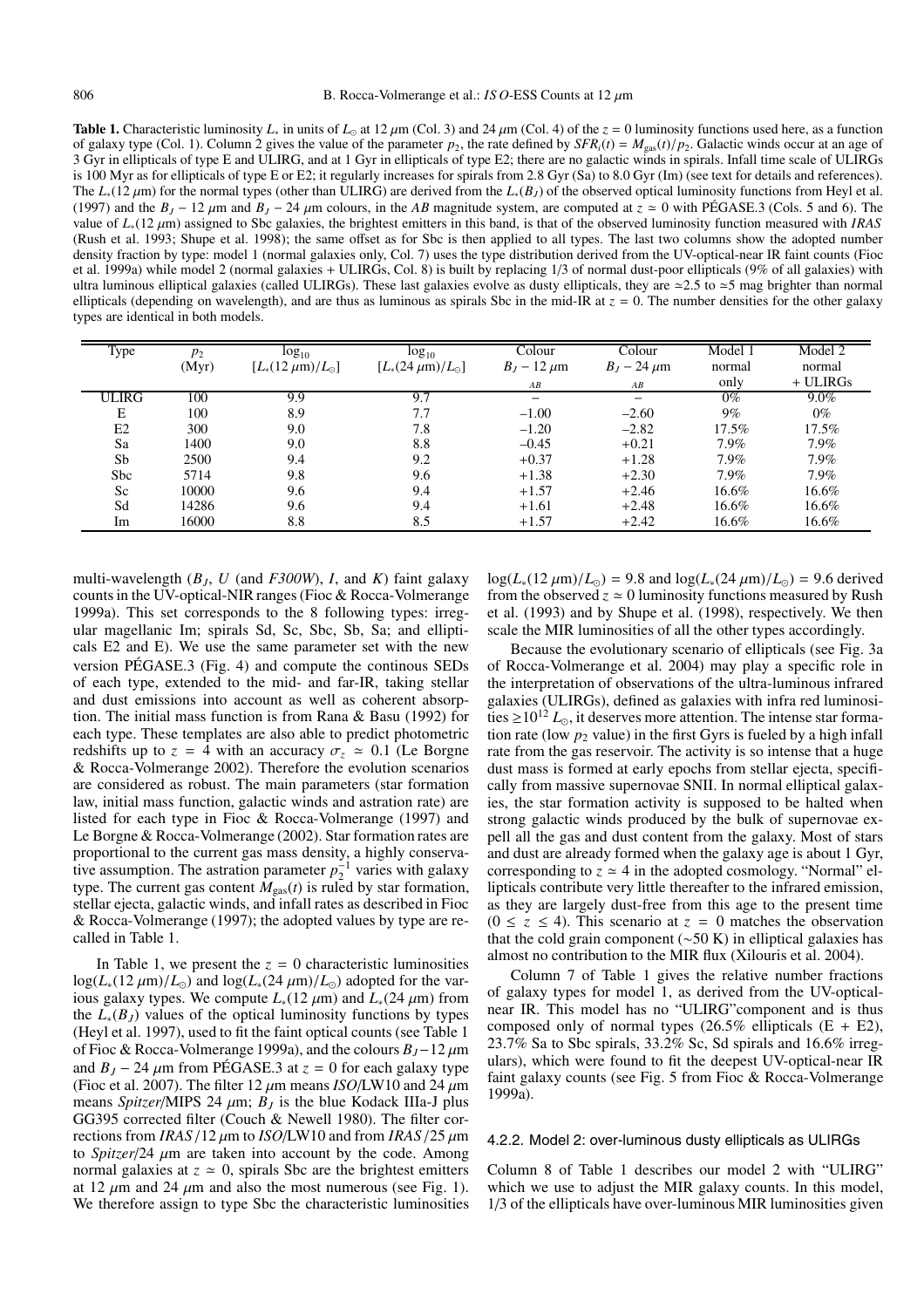**Table 1.** Characteristic luminosity $L_*$ in units of $L_\odot$ at 12 $\mu$m (Col. 3) and 24 $\mu$m (Col. 4) of the $z = 0$ luminosity functions used here, as a function of galaxy type (Col. 1). Column 2 gives the value of the parameter $p_2$, the rate defined by $SFR_i(t) = M_{gas}(t)/p_2$. Galactic winds occur at an age of 3 Gyr in ellipticals of type E and ULIRG, and at 1 Gyr in ellipticals of type E2; there are no galactic winds in spirals. Infall time scale of ULIRGs is 100 Myr as for ellipticals of type E or E2; it regularly increases for spirals from 2.8 Gyr (Sa) to 8.0 Gyr (Im) (see text for details and references). The $L_*(12\,\mu$m) for the normal types (other than ULIRG) are derived from the $L_*(B_J)$ of the observed optical luminosity functions from Heyl et al. (1997) and the $B_J - 12\,\mu$m and $B_J - 24\,\mu$m colours, in the *AB* magnitude system, are computed at $z \simeq 0$ with PÉGASE.3 (Cols. 5 and 6). The value of $L_*(12\,\mu$m) assigned to Sbc galaxies, the brightest emitters in this band, is that of the observed luminosity function measured with *IRAS* (Rush et al. 1993; Shupe et al. 1998); the same offset as for Sbc is then applied to all types. The last two columns show the adopted number density fraction by type: model 1 (normal galaxies only, Col. 7) uses the type distribution derived from the UV-optical-near IR faint counts (Fioc et al. 1999a) while model 2 (normal galaxies + ULIRGs, Col. 8) is built by replacing 1/3 of normal dust-poor ellipticals (9% of all galaxies) with ultra luminous elliptical galaxies (called ULIRGs). These last galaxies evolve as dusty ellipticals, they are ≃2.5 to ≃5 mag brighter than normal ellipticals (depending on wavelength), and are thus as luminous as spirals Sbc in the mid-IR at $z = 0$. The number densities for the other galaxy types are identical in both models.

| Type | $p_2$ (Myr) | $\log_{10}$ $[L_*(12\,\mu\text{m})/L_\odot]$ | $\log_{10}$ $[L_*(24\,\mu\text{m})/L_\odot]$ | Colour $B_J - 12\,\mu$m *AB* | Colour $B_J - 24\,\mu$m *AB* | Model 1 normal only | Model 2 normal + ULIRGs |
|---|---|---|---|---|---|---|---|
| ULIRG | 100 | 9.9 | 9.7 | – | – | 0% | 9.0% |
| E | 100 | 8.9 | 7.7 | –1.00 | –2.60 | 9% | 0% |
| E2 | 300 | 9.0 | 7.8 | –1.20 | –2.82 | 17.5% | 17.5% |
| Sa | 1400 | 9.0 | 8.8 | –0.45 | +0.21 | 7.9% | 7.9% |
| Sb | 2500 | 9.4 | 9.2 | +0.37 | +1.28 | 7.9% | 7.9% |
| Sbc | 5714 | 9.8 | 9.6 | +1.38 | +2.30 | 7.9% | 7.9% |
| Sc | 10000 | 9.6 | 9.4 | +1.57 | +2.46 | 16.6% | 16.6% |
| Sd | 14286 | 9.6 | 9.4 | +1.61 | +2.48 | 16.6% | 16.6% |
| Im | 16000 | 8.8 | 8.5 | +1.57 | +2.42 | 16.6% | 16.6% |

multi-wavelength ($B_J$, $U$ (and *F300W*), $I$, and $K$) faint galaxy counts in the UV-optical-NIR ranges (Fioc & Rocca-Volmerange 1999a). This set corresponds to the 8 following types: irregular magellanic Im; spirals Sd, Sc, Sbc, Sb, Sa; and ellipticals E2 and E). We use the same parameter set with the new version PÉGASE.3 (Fig. 4) and compute the continous SEDs of each type, extended to the mid- and far-IR, taking stellar and dust emissions into account as well as coherent absorption. The initial mass function is from Rana & Basu (1992) for each type. These templates are also able to predict photometric redshifts up to $z = 4$ with an accuracy $\sigma_z \simeq 0.1$ (Le Borgne & Rocca-Volmerange 2002). Therefore the evolution scenarios are considered as robust. The main parameters (star formation law, initial mass function, galactic winds and astration rate) are listed for each type in Fioc & Rocca-Volmerange (1997) and Le Borgne & Rocca-Volmerange (2002). Star formation rates are proportional to the current gas mass density, a highly conservative assumption. The astration parameter $p_2^{-1}$ varies with galaxy type. The current gas content $M_{gas}(t)$ is ruled by star formation, stellar ejecta, galactic winds, and infall rates as described in Fioc & Rocca-Volmerange (1997); the adopted values by type are recalled in Table 1.

In Table 1, we present the $z = 0$ characteristic luminosities $\log(L_*(12\,\mu\text{m})/L_\odot)$ and $\log(L_*(24\,\mu\text{m})/L_\odot)$ adopted for the various galaxy types. We compute $L_*(12\,\mu$m) and $L_*(24\,\mu$m) from the $L_*(B_J)$ values of the optical luminosity functions by types (Heyl et al. 1997), used to fit the faint optical counts (see Table 1 of Fioc & Rocca-Volmerange 1999a), and the colours $B_J-12\,\mu$m and $B_J - 24\,\mu$m from PÉGASE.3 at $z = 0$ for each galaxy type (Fioc et al. 2007). The filter 12 $\mu$m means *ISO*/LW10 and 24 $\mu$m means *Spitzer*/MIPS 24 $\mu$m; $B_J$ is the blue Kodack IIIa-J plus GG395 corrected filter (Couch & Newell 1980). The filter corrections from *IRAS*/12 $\mu$m to *ISO*/LW10 and from *IRAS*/25 $\mu$m to *Spitzer*/24 $\mu$m are taken into account by the code. Among normal galaxies at $z \simeq 0$, spirals Sbc are the brightest emitters at 12 $\mu$m and 24 $\mu$m and also the most numerous (see Fig. 1). We therefore assign to type Sbc the characteristic luminosities $\log(L_*(12\,\mu\text{m})/L_\odot) = 9.8$ and $\log(L_*(24\,\mu\text{m})/L_\odot) = 9.6$ derived from the observed $z \simeq 0$ luminosity functions measured by Rush et al. (1993) and by Shupe et al. (1998), respectively. We then scale the MIR luminosities of all the other types accordingly.

Because the evolutionary scenario of ellipticals (see Fig. 3a of Rocca-Volmerange et al. 2004) may play a specific role in the interpretation of observations of the ultra-luminous infrared galaxies (ULIRGs), defined as galaxies with infra red luminosities $\geq 10^{12}\,L_\odot$, it deserves more attention. The intense star formation rate (low $p_2$ value) in the first Gyrs is fueled by a high infall rate from the gas reservoir. The activity is so intense that a huge dust mass is formed at early epochs from stellar ejecta, specifically from massive supernovae SNII. In normal elliptical galaxies, the star formation activity is supposed to be halted when strong galactic winds produced by the bulk of supernovae expell all the gas and dust content from the galaxy. Most of stars and dust are already formed when the galaxy age is about 1 Gyr, corresponding to $z \simeq 4$ in the adopted cosmology. "Normal" ellipticals contribute very little thereafter to the infrared emission, as they are largely dust-free from this age to the present time ($0 \leq z \leq 4$). This scenario at $z = 0$ matches the observation that the cold grain component (~50 K) in elliptical galaxies has almost no contribution to the MIR flux (Xilouris et al. 2004).

Column 7 of Table 1 gives the relative number fractions of galaxy types for model 1, as derived from the UV-optical-near IR. This model has no "ULIRG"component and is thus composed only of normal types (26.5% ellipticals (E + E2), 23.7% Sa to Sbc spirals, 33.2% Sc, Sd spirals and 16.6% irregulars), which were found to fit the deepest UV-optical-near IR faint galaxy counts (see Fig. 5 from Fioc & Rocca-Volmerange 1999a).

#### 4.2.2. Model 2: over-luminous dusty ellipticals as ULIRGs

Column 8 of Table 1 describes our model 2 with "ULIRG" which we use to adjust the MIR galaxy counts. In this model, 1/3 of the ellipticals have over-luminous MIR luminosities given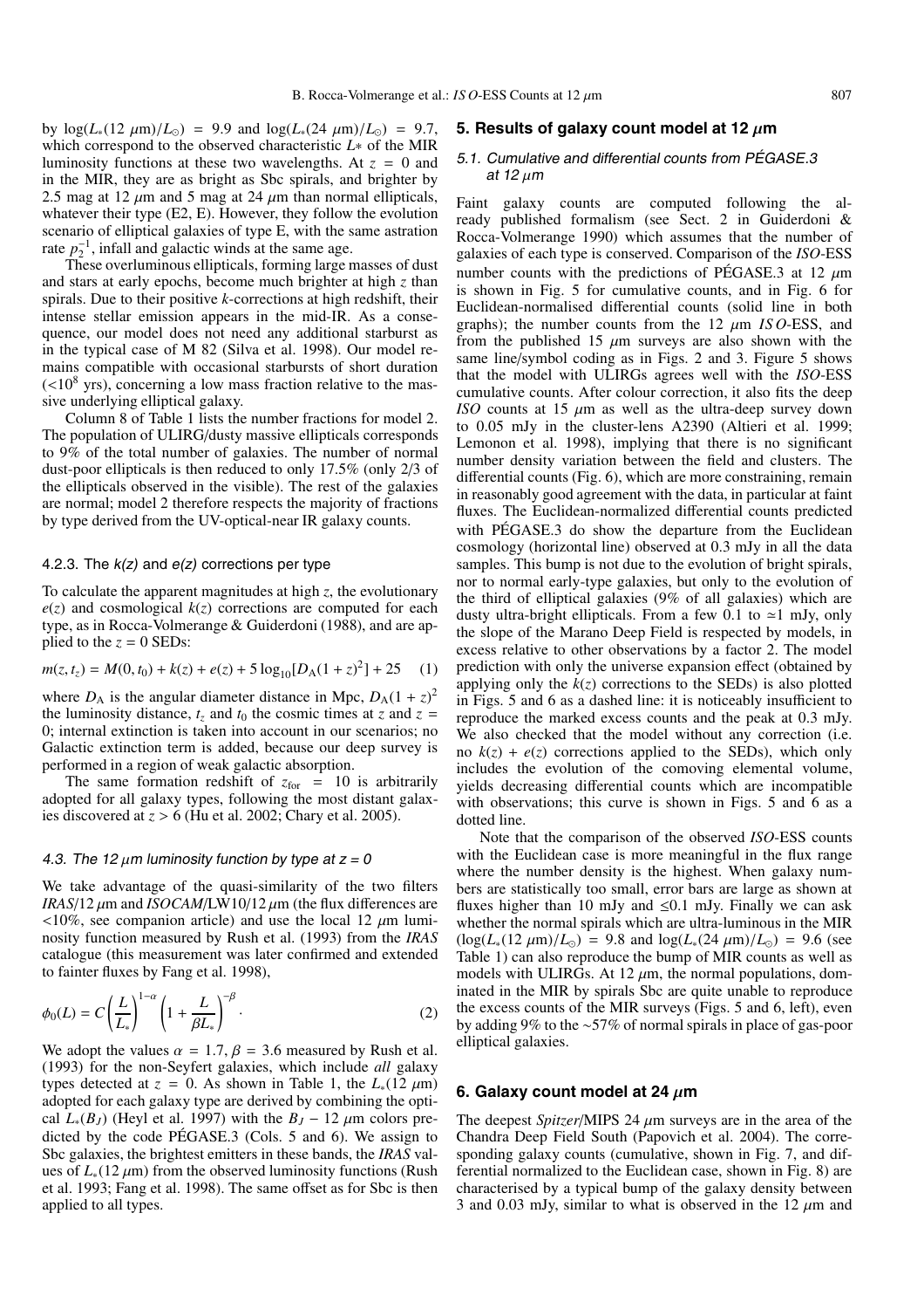by $\log(L_*(12\ \mu\text{m})/L_\odot) = 9.9$ and $\log(L_*(24\ \mu\text{m})/L_\odot) = 9.7$, which correspond to the observed characteristic $L*$ of the MIR luminosity functions at these two wavelengths. At $z = 0$ and in the MIR, they are as bright as Sbc spirals, and brighter by 2.5 mag at 12 $\mu$m and 5 mag at 24 $\mu$m than normal ellipticals, whatever their type (E2, E). However, they follow the evolution scenario of elliptical galaxies of type E, with the same astration rate $p_2^{-1}$, infall and galactic winds at the same age.

These overluminous ellipticals, forming large masses of dust and stars at early epochs, become much brighter at high $z$ than spirals. Due to their positive $k$-corrections at high redshift, their intense stellar emission appears in the mid-IR. As a consequence, our model does not need any additional starburst as in the typical case of M 82 (Silva et al. 1998). Our model remains compatible with occasional starbursts of short duration ($<10^8$ yrs), concerning a low mass fraction relative to the massive underlying elliptical galaxy.

Column 8 of Table 1 lists the number fractions for model 2. The population of ULIRG/dusty massive ellipticals corresponds to 9% of the total number of galaxies. The number of normal dust-poor ellipticals is then reduced to only 17.5% (only 2/3 of the ellipticals observed in the visible). The rest of the galaxies are normal; model 2 therefore respects the majority of fractions by type derived from the UV-optical-near IR galaxy counts.

#### 4.2.3. The *k(z)* and *e(z)* corrections per type

To calculate the apparent magnitudes at high $z$, the evolutionary $e(z)$ and cosmological $k(z)$ corrections are computed for each type, as in Rocca-Volmerange & Guiderdoni (1988), and are applied to the $z = 0$ SEDs:

$$m(z, t_z) = M(0, t_0) + k(z) + e(z) + 5\log_{10}[D_\text{A}(1+z)^2] + 25 \quad (1)$$

where $D_\text{A}$ is the angular diameter distance in Mpc, $D_\text{A}(1+z)^2$ the luminosity distance, $t_z$ and $t_0$ the cosmic times at $z$ and $z = 0$; internal extinction is taken into account in our scenarios; no Galactic extinction term is added, because our deep survey is performed in a region of weak galactic absorption.

The same formation redshift of $z_\text{for} = 10$ is arbitrarily adopted for all galaxy types, following the most distant galaxies discovered at $z > 6$ (Hu et al. 2002; Chary et al. 2005).

### 4.3. The 12 $\mu$m luminosity function by type at z = 0

We take advantage of the quasi-similarity of the two filters *IRAS*/12 $\mu$m and *ISOCAM*/LW10/12 $\mu$m (the flux differences are $<10\%$, see companion article) and use the local 12 $\mu$m luminosity function measured by Rush et al. (1993) from the *IRAS* catalogue (this measurement was later confirmed and extended to fainter fluxes by Fang et al. 1998),

$$\phi_0(L) = C\left(\frac{L}{L_*}\right)^{1-\alpha}\left(1+\frac{L}{\beta L_*}\right)^{-\beta}. \quad (2)$$

We adopt the values $\alpha = 1.7$, $\beta = 3.6$ measured by Rush et al. (1993) for the non-Seyfert galaxies, which include *all* galaxy types detected at $z = 0$. As shown in Table 1, the $L_*(12\ \mu\text{m})$ adopted for each galaxy type are derived by combining the optical $L_*(B_J)$ (Heyl et al. 1997) with the $B_J - 12\ \mu$m colors predicted by the code PÉGASE.3 (Cols. 5 and 6). We assign to Sbc galaxies, the brightest emitters in these bands, the *IRAS* values of $L_*(12\ \mu\text{m})$ from the observed luminosity functions (Rush et al. 1993; Fang et al. 1998). The same offset as for Sbc is then applied to all types.

## 5. Results of galaxy count model at 12 $\mu$m

### 5.1. Cumulative and differential counts from PÉGASE.3 at 12 $\mu$m

Faint galaxy counts are computed following the already published formalism (see Sect. 2 in Guiderdoni & Rocca-Volmerange 1990) which assumes that the number of galaxies of each type is conserved. Comparison of the *ISO*-ESS number counts with the predictions of PÉGASE.3 at 12 $\mu$m is shown in Fig. 5 for cumulative counts, and in Fig. 6 for Euclidean-normalised differential counts (solid line in both graphs); the number counts from the 12 $\mu$m *ISO*-ESS, and from the published 15 $\mu$m surveys are also shown with the same line/symbol coding as in Figs. 2 and 3. Figure 5 shows that the model with ULIRGs agrees well with the *ISO*-ESS cumulative counts. After colour correction, it also fits the deep *ISO* counts at 15 $\mu$m as well as the ultra-deep survey down to 0.05 mJy in the cluster-lens A2390 (Altieri et al. 1999; Lemonon et al. 1998), implying that there is no significant number density variation between the field and clusters. The differential counts (Fig. 6), which are more constraining, remain in reasonably good agreement with the data, in particular at faint fluxes. The Euclidean-normalized differential counts predicted with PÉGASE.3 do show the departure from the Euclidean cosmology (horizontal line) observed at 0.3 mJy in all the data samples. This bump is not due to the evolution of bright spirals, nor to normal early-type galaxies, but only to the evolution of the third of elliptical galaxies (9% of all galaxies) which are dusty ultra-bright ellipticals. From a few 0.1 to $\simeq$1 mJy, only the slope of the Marano Deep Field is respected by models, in excess relative to other observations by a factor 2. The model prediction with only the universe expansion effect (obtained by applying only the $k(z)$ corrections to the SEDs) is also plotted in Figs. 5 and 6 as a dashed line: it is noticeably insufficient to reproduce the marked excess counts and the peak at 0.3 mJy. We also checked that the model without any correction (i.e. no $k(z) + e(z)$ corrections applied to the SEDs), which only includes the evolution of the comoving elemental volume, yields decreasing differential counts which are incompatible with observations; this curve is shown in Figs. 5 and 6 as a dotted line.

Note that the comparison of the observed *ISO*-ESS counts with the Euclidean case is more meaningful in the flux range where the number density is the highest. When galaxy numbers are statistically too small, error bars are large as shown at fluxes higher than 10 mJy and $\leq$0.1 mJy. Finally we can ask whether the normal spirals which are ultra-luminous in the MIR ($\log(L_*(12\ \mu\text{m})/L_\odot) = 9.8$ and $\log(L_*(24\ \mu\text{m})/L_\odot) = 9.6$ (see Table 1) can also reproduce the bump of MIR counts as well as models with ULIRGs. At 12 $\mu$m, the normal populations, dominated in the MIR by spirals Sbc are quite unable to reproduce the excess counts of the MIR surveys (Figs. 5 and 6, left), even by adding 9% to the ~57% of normal spirals in place of gas-poor elliptical galaxies.

## 6. Galaxy count model at 24 $\mu$m

The deepest *Spitzer*/MIPS 24 $\mu$m surveys are in the area of the Chandra Deep Field South (Papovich et al. 2004). The corresponding galaxy counts (cumulative, shown in Fig. 7, and differential normalized to the Euclidean case, shown in Fig. 8) are characterised by a typical bump of the galaxy density between 3 and 0.03 mJy, similar to what is observed in the 12 $\mu$m and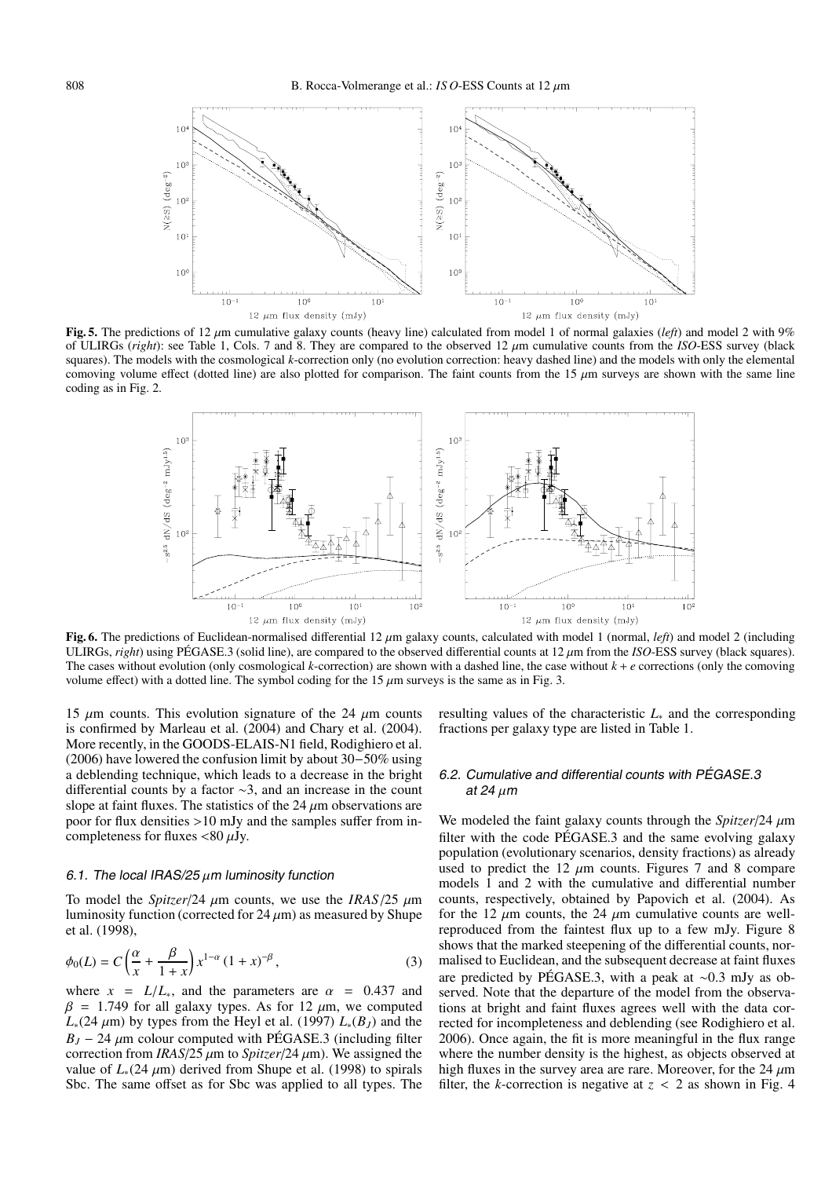**Fig. 5.** The predictions of 12 $\mu$m cumulative galaxy counts (heavy line) calculated from model 1 of normal galaxies (*left*) and model 2 with 9% of ULIRGs (*right*): see Table 1, Cols. 7 and 8. They are compared to the observed 12 $\mu$m cumulative counts from the *ISO*-ESS survey (black squares). The models with the cosmological *k*-correction only (no evolution correction: heavy dashed line) and the models with only the elemental comoving volume effect (dotted line) are also plotted for comparison. The faint counts from the 15 $\mu$m surveys are shown with the same line coding as in Fig. 2.

**Fig. 6.** The predictions of Euclidean-normalised differential 12 $\mu$m galaxy counts, calculated with model 1 (normal, *left*) and model 2 (including ULIRGs, *right*) using PÉGASE.3 (solid line), are compared to the observed differential counts at 12 $\mu$m from the *ISO*-ESS survey (black squares). The cases without evolution (only cosmological *k*-correction) are shown with a dashed line, the case without $k + e$ corrections (only the comoving volume effect) with a dotted line. The symbol coding for the 15 $\mu$m surveys is the same as in Fig. 3.

15 $\mu$m counts. This evolution signature of the 24 $\mu$m counts is confirmed by Marleau et al. (2004) and Chary et al. (2004). More recently, in the GOODS-ELAIS-N1 field, Rodighiero et al. (2006) have lowered the confusion limit by about 30−50% using a deblending technique, which leads to a decrease in the bright differential counts by a factor ∼3, and an increase in the count slope at faint fluxes. The statistics of the 24 $\mu$m observations are poor for flux densities >10 mJy and the samples suffer from incompleteness for fluxes <80 $\mu$Jy.

### 6.1. The local IRAS/25 $\mu$m luminosity function

To model the *Spitzer*/24 $\mu$m counts, we use the *IRAS*/25 $\mu$m luminosity function (corrected for 24 $\mu$m) as measured by Shupe et al. (1998),

$$\phi_0(L) = C\left(\frac{\alpha}{x} + \frac{\beta}{1+x}\right) x^{1-\alpha}\,(1+x)^{-\beta}, \tag{3}$$

where $x = L/L_*$, and the parameters are $\alpha = 0.437$ and $\beta = 1.749$ for all galaxy types. As for 12 $\mu$m, we computed $L_*(24\ \mu\text{m})$ by types from the Heyl et al. (1997) $L_*(B_J)$ and the $B_J - 24\ \mu$m colour computed with PÉGASE.3 (including filter correction from *IRAS*/25 $\mu$m to *Spitzer*/24 $\mu$m). We assigned the value of $L_*(24\ \mu\text{m})$ derived from Shupe et al. (1998) to spirals Sbc. The same offset as for Sbc was applied to all types. The resulting values of the characteristic $L_*$ and the corresponding fractions per galaxy type are listed in Table 1.

### 6.2. Cumulative and differential counts with PÉGASE.3 at 24 $\mu$m

We modeled the faint galaxy counts through the *Spitzer*/24 $\mu$m filter with the code PÉGASE.3 and the same evolving galaxy population (evolutionary scenarios, density fractions) as already used to predict the 12 $\mu$m counts. Figures 7 and 8 compare models 1 and 2 with the cumulative and differential number counts, respectively, obtained by Papovich et al. (2004). As for the 12 $\mu$m counts, the 24 $\mu$m cumulative counts are well-reproduced from the faintest flux up to a few mJy. Figure 8 shows that the marked steepening of the differential counts, normalised to Euclidean, and the subsequent decrease at faint fluxes are predicted by PÉGASE.3, with a peak at ∼0.3 mJy as observed. Note that the departure of the model from the observations at bright and faint fluxes agrees well with the data corrected for incompleteness and deblending (see Rodighiero et al. 2006). Once again, the fit is more meaningful in the flux range where the number density is the highest, as objects observed at high fluxes in the survey area are rare. Moreover, for the 24 $\mu$m filter, the *k*-correction is negative at $z < 2$ as shown in Fig. 4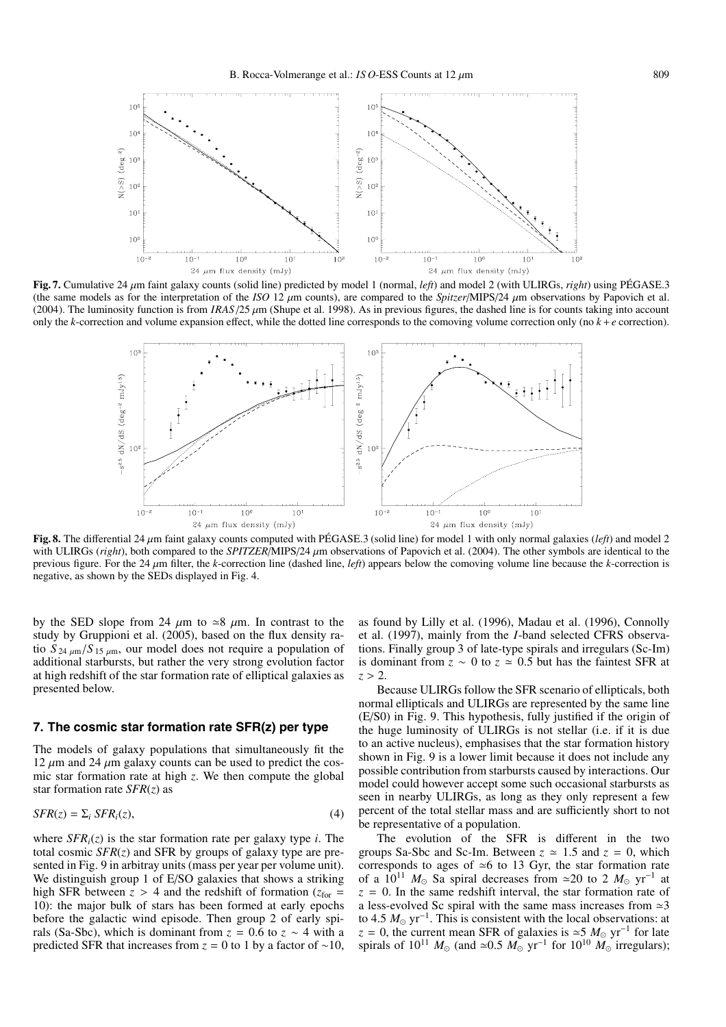**Fig. 7.** Cumulative 24 $\mu$m faint galaxy counts (solid line) predicted by model 1 (normal, *left*) and model 2 (with ULIRGs, *right*) using PÉGASE.3 (the same models as for the interpretation of the *ISO* 12 $\mu$m counts), are compared to the *Spitzer*/MIPS/24 $\mu$m observations by Papovich et al. (2004). The luminosity function is from *IRAS*/25 $\mu$m (Shupe et al. 1998). As in previous figures, the dashed line is for counts taking into account only the *k*-correction and volume expansion effect, while the dotted line corresponds to the comoving volume correction only (no $k + e$ correction).

**Fig. 8.** The differential 24 $\mu$m faint galaxy counts computed with PÉGASE.3 (solid line) for model 1 with only normal galaxies (*left*) and model 2 with ULIRGs (*right*), both compared to the *SPITZER*/MIPS/24 $\mu$m observations of Papovich et al. (2004). The other symbols are identical to the previous figure. For the 24 $\mu$m filter, the *k*-correction line (dashed line, *left*) appears below the comoving volume line because the *k*-correction is negative, as shown by the SEDs displayed in Fig. 4.

by the SED slope from 24 $\mu$m to $\simeq$8 $\mu$m. In contrast to the study by Gruppioni et al. (2005), based on the flux density ratio $S_{24\ \mu\mathrm{m}}/S_{15\ \mu\mathrm{m}}$, our model does not require a population of additional starbursts, but rather the very strong evolution factor at high redshift of the star formation rate of elliptical galaxies as presented below.

## 7. The cosmic star formation rate SFR(z) per type

The models of galaxy populations that simultaneously fit the 12 $\mu$m and 24 $\mu$m galaxy counts can be used to predict the cosmic star formation rate at high *z*. We then compute the global star formation rate *SFR*(*z*) as

$$SFR(z) = \Sigma_i\, SFR_i(z), \tag{4}$$

where $SFR_i(z)$ is the star formation rate per galaxy type *i*. The total cosmic *SFR*(*z*) and SFR by groups of galaxy type are presented in Fig. 9 in arbitray units (mass per year per volume unit). We distinguish group 1 of E/SO galaxies that shows a striking high SFR between $z > 4$ and the redshift of formation ($z_{\mathrm{for}}$ = 10): the major bulk of stars has been formed at early epochs before the galactic wind episode. Then group 2 of early spirals (Sa-Sbc), which is dominant from $z = 0.6$ to $z \sim 4$ with a predicted SFR that increases from $z = 0$ to 1 by a factor of $\sim$10, as found by Lilly et al. (1996), Madau et al. (1996), Connolly et al. (1997), mainly from the *I*-band selected CFRS observations. Finally group 3 of late-type spirals and irregulars (Sc-Im) is dominant from $z \sim 0$ to $z \simeq 0.5$ but has the faintest SFR at $z > 2$.

Because ULIRGs follow the SFR scenario of ellipticals, both normal ellipticals and ULIRGs are represented by the same line (E/S0) in Fig. 9. This hypothesis, fully justified if the origin of the huge luminosity of ULIRGs is not stellar (i.e. if it is due to an active nucleus), emphasises that the star formation history shown in Fig. 9 is a lower limit because it does not include any possible contribution from starbursts caused by interactions. Our model could however accept some such occasional starbursts as seen in nearby ULIRGs, as long as they only represent a few percent of the total stellar mass and are sufficiently short to not be representative of a population.

The evolution of the SFR is different in the two groups Sa-Sbc and Sc-Im. Between $z \simeq 1.5$ and $z = 0$, which corresponds to ages of $\simeq$6 to 13 Gyr, the star formation rate of a $10^{11}$ $M_{\odot}$ Sa spiral decreases from $\simeq$20 to 2 $M_{\odot}$ yr$^{-1}$ at $z = 0$. In the same redshift interval, the star formation rate of a less-evolved Sc spiral with the same mass increases from $\simeq$3 to 4.5 $M_{\odot}$ yr$^{-1}$. This is consistent with the local observations: at $z = 0$, the current mean SFR of galaxies is $\simeq$5 $M_{\odot}$ yr$^{-1}$ for late spirals of $10^{11}$ $M_{\odot}$ (and $\simeq$0.5 $M_{\odot}$ yr$^{-1}$ for $10^{10}$ $M_{\odot}$ irregulars);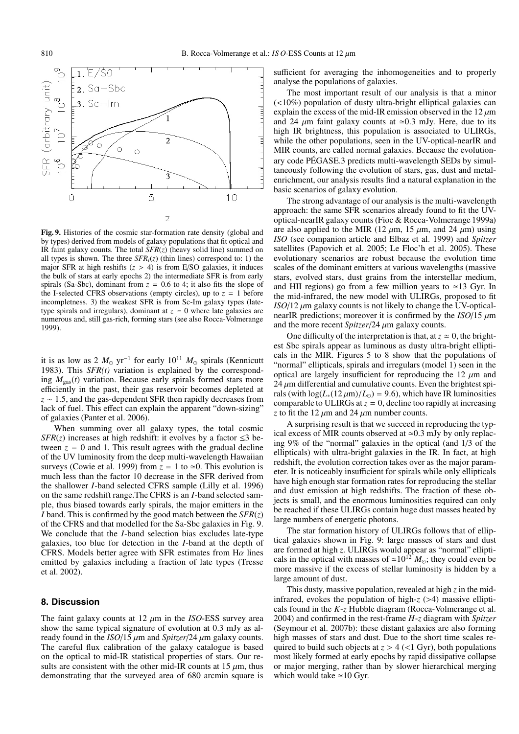**Fig. 9.** Histories of the cosmic star-formation rate density (global and by types) derived from models of galaxy populations that fit optical and IR faint galaxy counts. The total $SFR(z)$ (heavy solid line) summed on all types is shown. The three $SFR_i(z)$ (thin lines) correspond to: 1) the major SFR at high reshifts ($z > 4$) is from E/S0 galaxies, it induces the bulk of stars at early epochs 2) the intermediate SFR is from early spirals (Sa-Sbc), dominant from $z = 0.6$ to 4; it also fits the slope of the I-selected CFRS observations (empty circles), up to $z = 1$ before incompleteness. 3) the weakest SFR is from Sc-Im galaxy types (late-type spirals and irregulars), dominant at $z \simeq 0$ where late galaxies are numerous and, still gas-rich, forming stars (see also Rocca-Volmerange 1999).

it is as low as 2 $M_\odot$ yr$^{-1}$ for early $10^{11}$ $M_\odot$ spirals (Kennicutt 1983). This *SFR(t)* variation is explained by the corresponding $M_{\rm gas}(t)$ variation. Because early spirals formed stars more efficiently in the past, their gas reservoir becomes depleted at $z \sim 1.5$, and the gas-dependent SFR then rapidly decreases from lack of fuel. This effect can explain the apparent "down-sizing" of galaxies (Panter et al. 2006).

When summing over all galaxy types, the total cosmic $SFR(z)$ increases at high redshift: it evolves by a factor $\leq 3$ between $z = 0$ and 1. This result agrees with the gradual decline of the UV luminosity from the deep multi-wavelength Hawaiian surveys (Cowie et al. 1999) from $z = 1$ to $\simeq 0$. This evolution is much less than the factor 10 decrease in the SFR derived from the shallower *I*-band selected CFRS sample (Lilly et al. 1996) on the same redshift range.The CFRS is an *I*-band selected sample, thus biased towards early spirals, the major emitters in the *I* band. This is confirmed by the good match between the $SFR(z)$ of the CFRS and that modelled for the Sa-Sbc galaxies in Fig. 9. We conclude that the *I*-band selection bias excludes late-type galaxies, too blue for detection in the *I*-band at the depth of CFRS. Models better agree with SFR estimates from H$\alpha$ lines emitted by galaxies including a fraction of late types (Tresse et al. 2002).

## 8. Discussion

The faint galaxy counts at 12 $\mu$m in the *ISO*-ESS survey area show the same typical signature of evolution at 0.3 mJy as already found in the *ISO*/15 $\mu$m and *Spitzer*/24 $\mu$m galaxy counts. The careful flux calibration of the galaxy catalogue is based on the optical to mid-IR statistical properties of stars. Our results are consistent with the other mid-IR counts at 15 $\mu$m, thus demonstrating that the surveyed area of 680 arcmin square is sufficient for averaging the inhomogeneities and to properly analyse the populations of galaxies.

The most important result of our analysis is that a minor (<10%) population of dusty ultra-bright elliptical galaxies can explain the excess of the mid-IR emission observed in the 12 $\mu$m and 24 $\mu$m faint galaxy counts at $\simeq$0.3 mJy. Here, due to its high IR brightness, this population is associated to ULIRGs, while the other populations, seen in the UV-optical-nearIR and MIR counts, are called normal galaxies. Because the evolutionary code PÉGASE.3 predicts multi-wavelength SEDs by simultaneously following the evolution of stars, gas, dust and metal-enrichment, our analysis results find a natural explanation in the basic scenarios of galaxy evolution.

The strong advantage of our analysis is the multi-wavelength approach: the same SFR scenarios already found to fit the UV-optical-nearIR galaxy counts (Fioc & Rocca-Volmerange 1999a) are also applied to the MIR (12 $\mu$m, 15 $\mu$m, and 24 $\mu$m) using *ISO* (see companion article and Elbaz et al. 1999) and *Spitzer* satellites (Papovich et al. 2005; Le Floc'h et al. 2005). These evolutionary scenarios are robust because the evolution time scales of the dominant emitters at various wavelengths (massive stars, evolved stars, dust grains from the interstellar medium, and HII regions) go from a few million years to $\simeq$13 Gyr. In the mid-infrared, the new model with ULIRGs, proposed to fit *ISO*/12 $\mu$m galaxy counts is not likely to change the UV-optical-nearIR predictions; moreover it is confirmed by the *ISO*/15 $\mu$m and the more recent *Spitzer*/24 $\mu$m galaxy counts.

One difficulty of the interpretation is that, at $z \simeq 0$, the brightest Sbc spirals appear as luminous as dusty ultra-bright ellipticals in the MIR. Figures 5 to 8 show that the populations of "normal" ellipticals, spirals and irregulars (model 1) seen in the optical are largely insufficient for reproducing the 12 $\mu$m and 24 $\mu$m differential and cumulative counts. Even the brightest spirals (with $\log(L_*(12\,\mu{\rm m})/L_\odot) = 9.6$), which have IR luminosities comparable to ULIRGs at $z = 0$, decline too rapidly at increasing $z$ to fit the 12 $\mu$m and 24 $\mu$m number counts.

A surprising result is that we succeed in reproducing the typical excess of MIR counts observed at $\simeq$0.3 mJy by only replacing 9% of the "normal" galaxies in the optical (and 1/3 of the ellipticals) with ultra-bright galaxies in the IR. In fact, at high redshift, the evolution correction takes over as the major parameter. It is noticeably insufficient for spirals while only ellipticals have high enough star formation rates for reproducing the stellar and dust emission at high redshifts. The fraction of these objects is small, and the enormous luminosities required can only be reached if these ULIRGs contain huge dust masses heated by large numbers of energetic photons.

The star formation history of ULIRGs follows that of elliptical galaxies shown in Fig. 9: large masses of stars and dust are formed at high $z$. ULIRGs would appear as "normal" ellipticals in the optical with masses of $\simeq 10^{12}$ $M_\odot$; they could even be more massive if the excess of stellar luminosity is hidden by a large amount of dust.

This dusty, massive population, revealed at high $z$ in the mid-infrared, evokes the population of high-$z$ (>4) massive ellipticals found in the *K*-*z* Hubble diagram (Rocca-Volmerange et al. 2004) and confirmed in the rest-frame *H*-*z* diagram with *Spitzer* (Seymour et al. 2007b): these distant galaxies are also forming high masses of stars and dust. Due to the short time scales required to build such objects at $z > 4$ (<1 Gyr), both populations most likely formed at early epochs by rapid dissipative collapse or major merging, rather than by slower hierarchical merging which would take $\simeq$10 Gyr.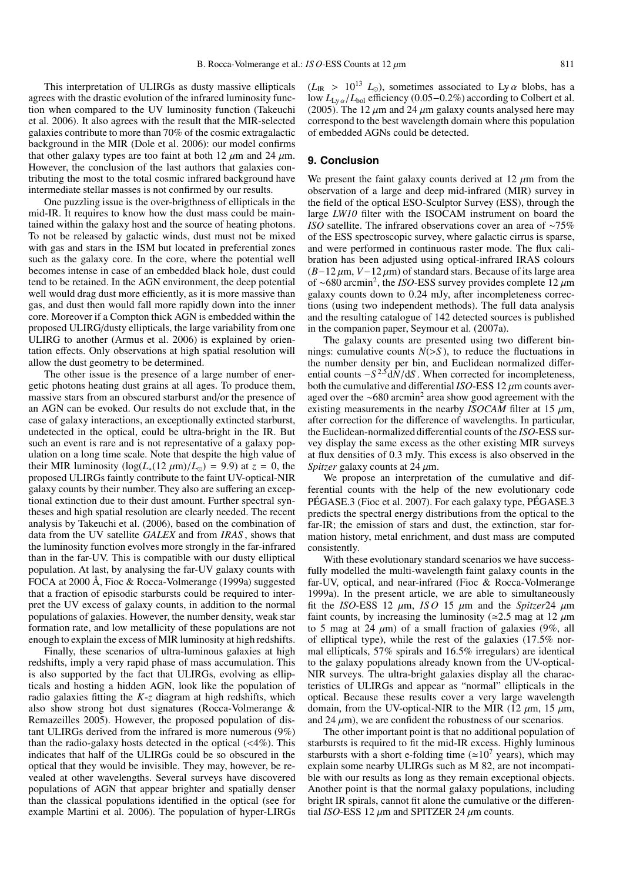This interpretation of ULIRGs as dusty massive ellipticals agrees with the drastic evolution of the infrared luminosity function when compared to the UV luminosity function (Takeuchi et al. 2006). It also agrees with the result that the MIR-selected galaxies contribute to more than 70% of the cosmic extragalactic background in the MIR (Dole et al. 2006): our model confirms that other galaxy types are too faint at both 12 $\mu$m and 24 $\mu$m. However, the conclusion of the last authors that galaxies contributing the most to the total cosmic infrared background have intermediate stellar masses is not confirmed by our results.

One puzzling issue is the over-brigthness of ellipticals in the mid-IR. It requires to know how the dust mass could be maintained within the galaxy host and the source of heating photons. To not be released by galactic winds, dust must not be mixed with gas and stars in the ISM but located in preferential zones such as the galaxy core. In the core, where the potential well becomes intense in case of an embedded black hole, dust could tend to be retained. In the AGN environment, the deep potential well would drag dust more efficiently, as it is more massive than gas, and dust then would fall more rapidly down into the inner core. Moreover if a Compton thick AGN is embedded within the proposed ULIRG/dusty ellipticals, the large variability from one ULIRG to another (Armus et al. 2006) is explained by orientation effects. Only observations at high spatial resolution will allow the dust geometry to be determined.

The other issue is the presence of a large number of energetic photons heating dust grains at all ages. To produce them, massive stars from an obscured starburst and/or the presence of an AGN can be evoked. Our results do not exclude that, in the case of galaxy interactions, an exceptionally extincted starburst, undetected in the optical, could be ultra-bright in the IR. But such an event is rare and is not representative of a galaxy population on a long time scale. Note that despite the high value of their MIR luminosity ($\log(L_*(12\ \mu\mathrm{m})/L_\odot) = 9.9$) at $z = 0$, the proposed ULIRGs faintly contribute to the faint UV-optical-NIR galaxy counts by their number. They also are suffering an exceptional extinction due to their dust amount. Further spectral syntheses and high spatial resolution are clearly needed. The recent analysis by Takeuchi et al. (2006), based on the combination of data from the UV satellite *GALEX* and from *IRAS*, shows that the luminosity function evolves more strongly in the far-infrared than in the far-UV. This is compatible with our dusty elliptical population. At last, by analysing the far-UV galaxy counts with FOCA at 2000 Å, Fioc & Rocca-Volmerange (1999a) suggested that a fraction of episodic starbursts could be required to interpret the UV excess of galaxy counts, in addition to the normal populations of galaxies. However, the number density, weak star formation rate, and low metallicity of these populations are not enough to explain the excess of MIR luminosity at high redshifts.

Finally, these scenarios of ultra-luminous galaxies at high redshifts, imply a very rapid phase of mass accumulation. This is also supported by the fact that ULIRGs, evolving as ellipticals and hosting a hidden AGN, look like the population of radio galaxies fitting the *K*-*z* diagram at high redshifts, which also show strong hot dust signatures (Rocca-Volmerange & Remazeilles 2005). However, the proposed population of distant ULIRGs derived from the infrared is more numerous (9%) than the radio-galaxy hosts detected in the optical (<4%). This indicates that half of the ULIRGs could be so obscured in the optical that they would be invisible. They may, however, be revealed at other wavelengths. Several surveys have discovered populations of AGN that appear brighter and spatially denser than the classical populations identified in the optical (see for example Martini et al. 2006). The population of hyper-LIRGs ($L_{\mathrm{IR}} > 10^{13}\ L_\odot$), sometimes associated to Ly$\,\alpha$ blobs, has a low $L_{\mathrm{Ly}\,\alpha}/L_{\mathrm{bol}}$ efficiency (0.05−0.2%) according to Colbert et al. (2005). The 12 $\mu$m and 24 $\mu$m galaxy counts analysed here may correspond to the best wavelength domain where this population of embedded AGNs could be detected.

## 9. Conclusion

We present the faint galaxy counts derived at 12 $\mu$m from the observation of a large and deep mid-infrared (MIR) survey in the field of the optical ESO-Sculptor Survey (ESS), through the large *LW10* filter with the ISOCAM instrument on board the *ISO* satellite. The infrared observations cover an area of ∼75% of the ESS spectroscopic survey, where galactic cirrus is sparse, and were performed in continuous raster mode. The flux calibration has been adjusted using optical-infrared IRAS colours ($B-12\,\mu$m, $V-12\,\mu$m) of standard stars. Because of its large area of ∼680 arcmin$^2$, the *ISO*-ESS survey provides complete 12 $\mu$m galaxy counts down to 0.24 mJy, after incompleteness corrections (using two independent methods). The full data analysis and the resulting catalogue of 142 detected sources is published in the companion paper, Seymour et al. (2007a).

The galaxy counts are presented using two different binnings: cumulative counts $N(>S)$, to reduce the fluctuations in the number density per bin, and Euclidean normalized differential counts $-S^{2.5}\mathrm{d}N/\mathrm{d}S$. When corrected for incompleteness, both the cumulative and differential *ISO*-ESS 12 $\mu$m counts averaged over the ∼680 arcmin$^2$ area show good agreement with the existing measurements in the nearby *ISOCAM* filter at 15 $\mu$m, after correction for the difference of wavelengths. In particular, the Euclidean-normalized differential counts of the *ISO*-ESS survey display the same excess as the other existing MIR surveys at flux densities of 0.3 mJy. This excess is also observed in the *Spitzer* galaxy counts at 24 $\mu$m.

We propose an interpretation of the cumulative and differential counts with the help of the new evolutionary code PÉGASE.3 (Fioc et al. 2007). For each galaxy type, PÉGASE.3 predicts the spectral energy distributions from the optical to the far-IR; the emission of stars and dust, the extinction, star formation history, metal enrichment, and dust mass are computed consistently.

With these evolutionary standard scenarios we have successfully modelled the multi-wavelength faint galaxy counts in the far-UV, optical, and near-infrared (Fioc & Rocca-Volmerange 1999a). In the present article, we are able to simultaneously fit the *ISO*-ESS 12 $\mu$m, *ISO* 15 $\mu$m and the *Spitzer*24 $\mu$m faint counts, by increasing the luminosity (≃2.5 mag at 12 $\mu$m to 5 mag at 24 $\mu$m) of a small fraction of galaxies (9%, all of elliptical type), while the rest of the galaxies (17.5% normal ellipticals, 57% spirals and 16.5% irregulars) are identical to the galaxy populations already known from the UV-optical-NIR surveys. The ultra-bright galaxies display all the characteristics of ULIRGs and appear as "normal" ellipticals in the optical. Because these results cover a very large wavelength domain, from the UV-optical-NIR to the MIR (12 $\mu$m, 15 $\mu$m, and 24 $\mu$m), we are confident the robustness of our scenarios.

The other important point is that no additional population of starbursts is required to fit the mid-IR excess. Highly luminous starbursts with a short e-folding time (≃$10^7$ years), which may explain some nearby ULIRGs such as M 82, are not incompatible with our results as long as they remain exceptional objects. Another point is that the normal galaxy populations, including bright IR spirals, cannot fit alone the cumulative or the differential *ISO*-ESS 12 $\mu$m and SPITZER 24 $\mu$m counts.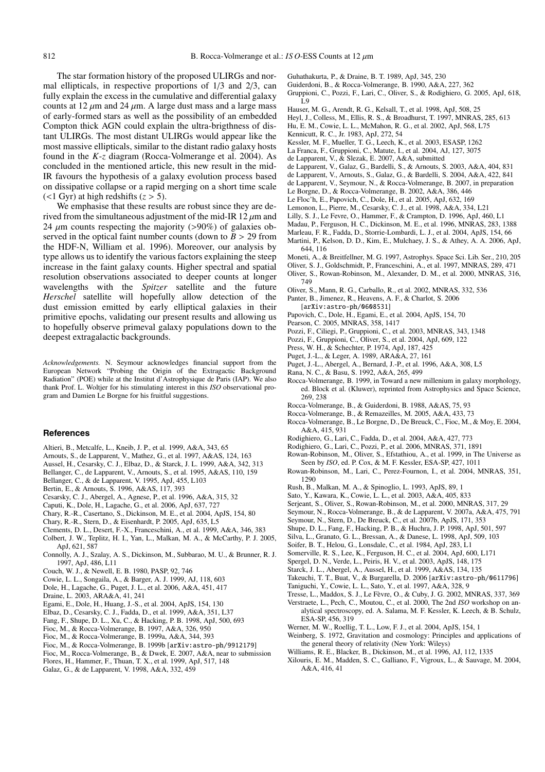The star formation history of the proposed ULIRGs and normal ellipticals, in respective proportions of 1/3 and 2/3, can fully explain the excess in the cumulative and differential galaxy counts at 12 $\mu$m and 24 $\mu$m. A large dust mass and a large mass of early-formed stars as well as the possibility of an embedded Compton thick AGN could explain the ultra-brigthness of distant ULIRGs. The most distant ULIRGs would appear like the most massive ellipticals, similar to the distant radio galaxy hosts found in the *K*-*z* diagram (Rocca-Volmerange et al. 2004). As concluded in the mentioned article, this new result in the mid-IR favours the hypothesis of a galaxy evolution process based on dissipative collapse or a rapid merging on a short time scale (<1 Gyr) at high redshifts ($z > 5$).

We emphasise that these results are robust since they are derived from the simultaneous adjustment of the mid-IR 12 $\mu$m and 24 $\mu$m counts respecting the majority (>90%) of galaxies observed in the optical faint number counts (down to $B > 29$ from the HDF-N, William et al. 1996). Moreover, our analysis by type allows us to identify the various factors explaining the steep increase in the faint galaxy counts. Higher spectral and spatial resolution observations associated to deeper counts at longer wavelengths with the *Spitzer* satellite and the future *Herschel* satellite will hopefully allow detection of the dust emission emitted by early elliptical galaxies in their primitive epochs, validating our present results and allowing us to hopefully observe primeval galaxy populations down to the deepest extragalactic backgrounds.

*Acknowledgements.* N. Seymour acknowledges financial support from the European Network "Probing the Origin of the Extragactic Background Radiation" (POE) while at the Institut d'Astrophysique de Paris (IAP). We also thank Prof. L. Woltjer for his stimulating interest in this *ISO* observational program and Damien Le Borgne for his fruitful suggestions.

## References

- Altieri, B., Metcalfe, L., Kneib, J. P., et al. 1999, A&A, 343, 65
- Arnouts, S., de Lapparent, V., Mathez, G., et al. 1997, A&AS, 124, 163
- Aussel, H., Cesarsky, C. J., Elbaz, D., & Starck, J. L. 1999, A&A, 342, 313
- Bellanger, C., de Lapparent, V., Arnouts, S., et al. 1995, A&AS, 110, 159
- Bellanger, C., & de Lapparent, V. 1995, ApJ, 455, L103
- Bertin, E., & Arnouts, S. 1996, A&AS, 117, 393
- Cesarsky, C. J., Abergel, A., Agnese, P., et al. 1996, A&A, 315, 32
- Caputi, K., Dole, H., Lagache, G., et al. 2006, ApJ, 637, 727
- Chary, R.-R., Casertano, S., Dickinson, M. E., et al. 2004, ApJS, 154, 80
- Chary, R.-R., Stern, D., & Eisenhardt, P. 2005, ApJ, 635, L5
- Clements, D. L., Desert, F.-X., Franceschini, A., et al. 1999, A&A, 346, 383
- Colbert, J. W., Teplitz, H. I., Yan, L., Malkan, M. A., & McCarthy, P. J. 2005, ApJ, 621, 587
- Connolly, A. J., Szalay, A. S., Dickinson, M., Subbarao, M. U., & Brunner, R. J. 1997, ApJ, 486, L11
- Couch, W. J., & Newell, E. B. 1980, PASP, 92, 746
- Cowie, L. L., Songaila, A., & Barger, A. J. 1999, AJ, 118, 603
- Dole, H., Lagache, G., Puget, J. L., et al. 2006, A&A, 451, 417
- Draine, L. 2003, ARA&A, 41, 241
- Egami, E., Dole, H., Huang, J.-S., et al. 2004, ApJS, 154, 130
- Elbaz, D., Cesarsky, C. J., Fadda, D., et al. 1999, A&A, 351, L37
- Fang, F., Shupe, D. L., Xu, C., & Hacking, P. B. 1998, ApJ, 500, 693
- Fioc, M., & Rocca-Volmerange, B. 1997, A&A, 326, 950
- Fioc, M., & Rocca-Volmerange, B. 1999a, A&A, 344, 393
- Fioc, M., & Rocca-Volmerange, B. 1999b [arXiv:astro-ph/9912179]
- Fioc, M., Rocca-Volmerange, B., & Dwek, E. 2007, A&A, near to submission
- Flores, H., Hammer, F., Thuan, T. X., et al. 1999, ApJ, 517, 148
- Galaz, G., & de Lapparent, V. 1998, A&A, 332, 459
- Guhathakurta, P., & Draine, B. T. 1989, ApJ, 345, 230
- Guiderdoni, B., & Rocca-Volmerange, B. 1990, A&A, 227, 362
- Gruppioni, C., Pozzi, F., Lari, C., Oliver, S., & Rodighiero, G. 2005, ApJ, 618, L9
- Hauser, M. G., Arendt, R. G., Kelsall, T., et al. 1998, ApJ, 508, 25
- Heyl, J., Colless, M., Ellis, R. S., & Broadhurst, T. 1997, MNRAS, 285, 613
- Hu, E. M., Cowie, L. L., McMahon, R. G., et al. 2002, ApJ, 568, L75
- Kennicutt, R. C., Jr. 1983, ApJ, 272, 54
- Kessler, M. F., Mueller, T. G., Leech, K., et al. 2003, ESASP, 1262
- La Franca, F., Gruppioni, C., Matute, I., et al. 2004, AJ, 127, 3075
- de Lapparent, V., & Slezak, E. 2007, A&A, submitted
- de Lapparent, V., Galaz, G., Bardelli, S., & Arnouts, S. 2003, A&A, 404, 831
- de Lapparent, V., Arnouts, S., Galaz, G., & Bardelli, S. 2004, A&A, 422, 841
- de Lapparent, V., Seymour, N., & Rocca-Volmerange, B. 2007, in preparation
- Le Borgne, D., & Rocca-Volmerange, B. 2002, A&A, 386, 446
- Le Floc'h, E., Papovich, C., Dole, H., et al. 2005, ApJ, 632, 169
- Lemonon, L., Pierre, M., Cesarsky, C. J., et al. 1998, A&A, 334, L21
- Lilly, S. J., Le Fevre, O., Hammer, F., & Crampton, D. 1996, ApJ, 460, L1
- Madau, P., Ferguson, H. C., Dickinson, M. E., et al. 1996, MNRAS, 283, 1388
- Marleau, F. R., Fadda, D., Storrie-Lombardi, L. J., et al. 2004, ApJS, 154, 66
- Martini, P., Kelson, D. D., Kim, E., Mulchaey, J. S., & Athey, A. A. 2006, ApJ, 644, 116
- Moneti, A., & Breitfellner, M. G. 1997, Astrophys. Space Sci. Lib. Ser., 210, 205
- Oliver, S. J., Goldschmidt, P., Franceschini, A., et al. 1997, MNRAS, 289, 471
- Oliver, S., Rowan-Robinson, M., Alexander, D. M., et al. 2000, MNRAS, 316, 749
- Oliver, S., Mann, R. G., Carballo, R., et al. 2002, MNRAS, 332, 536
- Panter, B., Jimenez, R., Heavens, A. F., & Charlot, S. 2006 [arXiv:astro-ph/0608531]
- Papovich, C., Dole, H., Egami, E., et al. 2004, ApJS, 154, 70
- Pearson, C. 2005, MNRAS, 358, 1417
- Pozzi, F., Ciliegi, P., Gruppioni, C., et al. 2003, MNRAS, 343, 1348
- Pozzi, F., Gruppioni, C., Oliver, S., et al. 2004, ApJ, 609, 122
- Press, W. H., & Schechter, P. 1974, ApJ, 187, 425
- Puget, J.-L., & Leger, A. 1989, ARA&A, 27, 161
- Puget, J.-L., Abergel, A., Bernard, J.-P., et al. 1996, A&A, 308, L5
- Rana, N. C., & Basu, S. 1992, A&A, 265, 499
- Rocca-Volmerange, B. 1999, in Toward a new millenium in galaxy morphology, ed. Block et al. (Kluwer), reprinted from Astrophysics and Space Science, 269, 238
- Rocca-Volmerange, B., & Guiderdoni, B. 1988, A&AS, 75, 93
- Rocca-Volmerange, B., & Remazeilles, M. 2005, A&A, 433, 73
- Rocca-Volmerange, B., Le Borgne, D., De Breuck, C., Fioc, M., & Moy, E. 2004, A&A, 415, 931
- Rodighiero, G., Lari, C., Fadda, D., et al. 2004, A&A, 427, 773
- Rodighiero, G., Lari, C., Pozzi, P., et al. 2006, MNRAS, 371, 1891
- Rowan-Robinson, M., Oliver, S., Efstathiou, A., et al. 1999, in The Universe as Seen by *ISO*, ed. P. Cox, & M. F. Kessler, ESA-SP, 427, 1011
- Rowan-Robinson, M., Lari, C., Perez-Fournon, I., et al. 2004, MNRAS, 351, 1290
- Rush, B., Malkan, M. A., & Spinoglio, L. 1993, ApJS, 89, 1
- Sato, Y., Kawara, K., Cowie, L. L., et al. 2003, A&A, 405, 833
- Serjeant, S., Oliver, S., Rowan-Robinson, M., et al. 2000, MNRAS, 317, 29
- Seymour, N., Rocca-Volmerange, B., & de Lapparent, V. 2007a, A&A, 475, 791
- Seymour, N., Stern, D., De Breuck, C., et al. 2007b, ApJS, 171, 353
- Shupe, D. L., Fang, F., Hacking, P. B., & Huchra, J. P. 1998, ApJ, 501, 597
- Silva, L., Granato, G. L., Bressan, A., & Danese, L. 1998, ApJ, 509, 103
- Soifer, B. T., Helou, G., Lonsdale, C., et al. 1984, ApJ, 283, L1
- Somerville, R. S., Lee, K., Ferguson, H. C., et al. 2004, ApJ, 600, L171
- Spergel, D. N., Verde, L., Peiris, H. V., et al. 2003, ApJS, 148, 175
- Starck, J. L., Abergel, A., Aussel, H., et al. 1999, A&AS, 134, 135
- Takeuchi, T. T., Buat, V., & Burgarella, D. 2006 [arXiv:astro-ph/0611796]
- Taniguchi, Y., Cowie, L. L., Sato, Y., et al. 1997, A&A, 328, 9
- Tresse, L., Maddox, S. J., Le Fèvre, O., & Cuby, J. G. 2002, MNRAS, 337, 369
- Verstraete, L., Pech, C., Moutou, C., et al. 2000, The 2nd *ISO* workshop on analytical spectroscopy, ed. A. Salama, M. F. Kessler, K. Leech, & B. Schulz, ESA-SP, 456, 319
- Werner, M. W., Roellig, T. L., Low, F. J., et al. 2004, ApJS, 154, 1
- Weinberg, S. 1972, Gravitation and cosmology: Principles and applications of the general theory of relativity (New York: Wileys)
- Williams, R. E., Blacker, B., Dickinson, M., et al. 1996, AJ, 112, 1335
- Xilouris, E. M., Madden, S. C., Galliano, F., Vigroux, L., & Sauvage, M. 2004, A&A, 416, 41